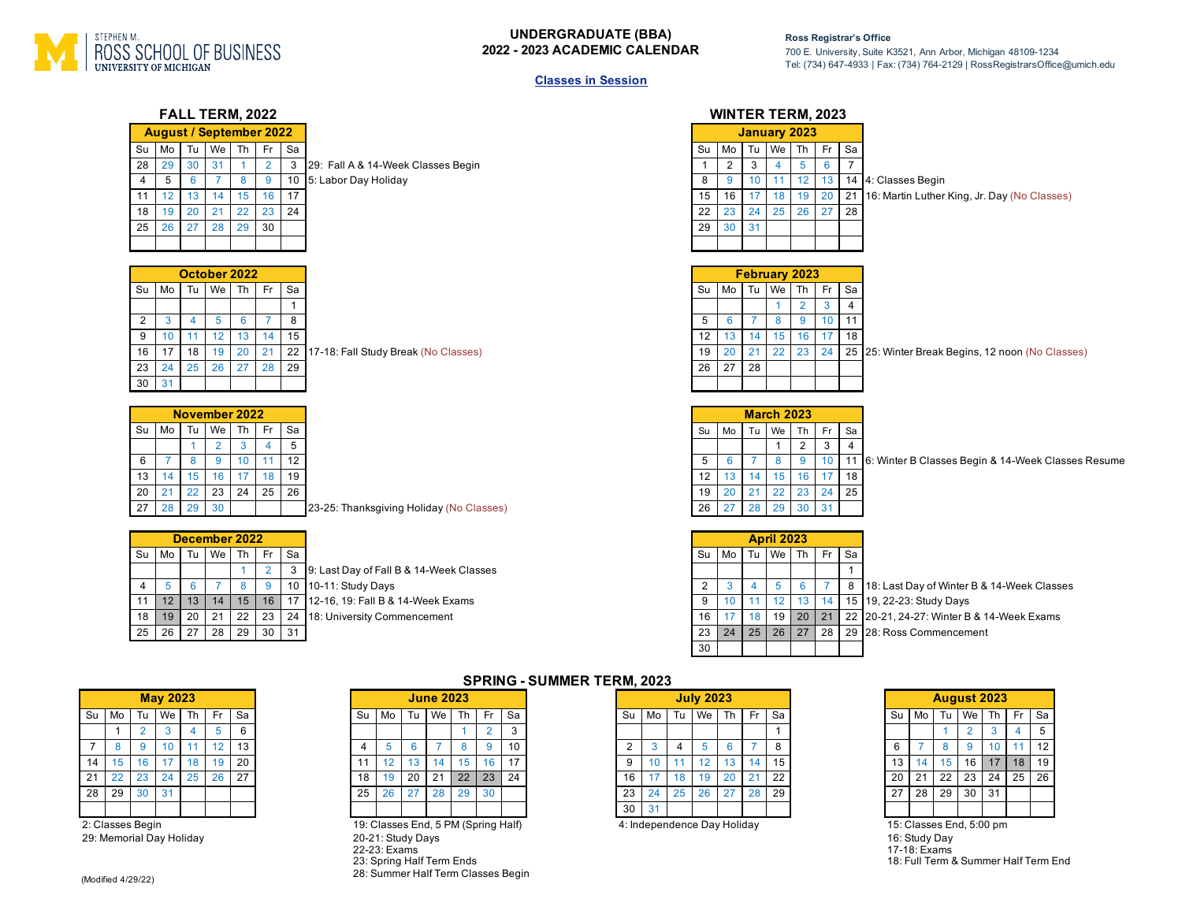STEPHEN M. ROSS SCHOOL OF BUSINESS
UNIVERSITY OF MICHIGAN

# UNDERGRADUATE (BBA) 2022 - 2023 ACADEMIC CALENDAR

**Ross Registrar's Office**
700 E. University, Suite K3521, Ann Arbor, Michigan 48109-1234
Tel: (734) 647-4933 | Fax: (734) 764-2129 | RossRegistrarsOffice@umich.edu

Classes in Session

## FALL TERM, 2022

**August / September 2022**

| Su | Mo | Tu | We | Th | Fr | Sa |
|---|---|---|---|---|---|---|
| 28 | 29 | 30 | 31 | 1 | 2 | 3 |
| 4 | 5 | 6 | 7 | 8 | 9 | 10 |
| 11 | 12 | 13 | 14 | 15 | 16 | 17 |
| 18 | 19 | 20 | 21 | 22 | 23 | 24 |
| 25 | 26 | 27 | 28 | 29 | 30 | |

29: Fall A & 14-Week Classes Begin
5: Labor Day Holiday

**October 2022**

| Su | Mo | Tu | We | Th | Fr | Sa |
|---|---|---|---|---|---|---|
| | | | | | | 1 |
| 2 | 3 | 4 | 5 | 6 | 7 | 8 |
| 9 | 10 | 11 | 12 | 13 | 14 | 15 |
| 16 | 17 | 18 | 19 | 20 | 21 | 22 |
| 23 | 24 | 25 | 26 | 27 | 28 | 29 |
| 30 | 31 | | | | | |

17-18: Fall Study Break (No Classes)

**November 2022**

| Su | Mo | Tu | We | Th | Fr | Sa |
|---|---|---|---|---|---|---|
| | | 1 | 2 | 3 | 4 | 5 |
| 6 | 7 | 8 | 9 | 10 | 11 | 12 |
| 13 | 14 | 15 | 16 | 17 | 18 | 19 |
| 20 | 21 | 22 | 23 | 24 | 25 | 26 |
| 27 | 28 | 29 | 30 | | | |

23-25: Thanksgiving Holiday (No Classes)

**December 2022**

| Su | Mo | Tu | We | Th | Fr | Sa |
|---|---|---|---|---|---|---|
| | | | | 1 | 2 | 3 |
| 4 | 5 | 6 | 7 | 8 | 9 | 10 |
| 11 | 12 | 13 | 14 | 15 | 16 | 17 |
| 18 | 19 | 20 | 21 | 22 | 23 | 24 |
| 25 | 26 | 27 | 28 | 29 | 30 | 31 |

9: Last Day of Fall B & 14-Week Classes
10-11: Study Days
12-16, 19: Fall B & 14-Week Exams
18: University Commencement

## WINTER TERM, 2023

**January 2023**

| Su | Mo | Tu | We | Th | Fr | Sa |
|---|---|---|---|---|---|---|
| 1 | 2 | 3 | 4 | 5 | 6 | 7 |
| 8 | 9 | 10 | 11 | 12 | 13 | 14 |
| 15 | 16 | 17 | 18 | 19 | 20 | 21 |
| 22 | 23 | 24 | 25 | 26 | 27 | 28 |
| 29 | 30 | 31 | | | | |

4: Classes Begin
16: Martin Luther King, Jr. Day (No Classes)

**February 2023**

| Su | Mo | Tu | We | Th | Fr | Sa |
|---|---|---|---|---|---|---|
| | | | 1 | 2 | 3 | 4 |
| 5 | 6 | 7 | 8 | 9 | 10 | 11 |
| 12 | 13 | 14 | 15 | 16 | 17 | 18 |
| 19 | 20 | 21 | 22 | 23 | 24 | 25 |
| 26 | 27 | 28 | | | | |

25: Winter Break Begins, 12 noon (No Classes)

**March 2023**

| Su | Mo | Tu | We | Th | Fr | Sa |
|---|---|---|---|---|---|---|
| | | | 1 | 2 | 3 | 4 |
| 5 | 6 | 7 | 8 | 9 | 10 | 11 |
| 12 | 13 | 14 | 15 | 16 | 17 | 18 |
| 19 | 20 | 21 | 22 | 23 | 24 | 25 |
| 26 | 27 | 28 | 29 | 30 | 31 | |

6: Winter B Classes Begin & 14-Week Classes Resume

**April 2023**

| Su | Mo | Tu | We | Th | Fr | Sa |
|---|---|---|---|---|---|---|
| | | | | | | 1 |
| 2 | 3 | 4 | 5 | 6 | 7 | 8 |
| 9 | 10 | 11 | 12 | 13 | 14 | 15 |
| 16 | 17 | 18 | 19 | 20 | 21 | 22 |
| 23 | 24 | 25 | 26 | 27 | 28 | 29 |
| 30 | | | | | | |

18: Last Day of Winter B & 14-Week Classes
19, 22-23: Study Days
20-21, 24-27: Winter B & 14-Week Exams
28: Ross Commencement

## SPRING - SUMMER TERM, 2023

**May 2023**

| Su | Mo | Tu | We | Th | Fr | Sa |
|---|---|---|---|---|---|---|
| | 1 | 2 | 3 | 4 | 5 | 6 |
| 7 | 8 | 9 | 10 | 11 | 12 | 13 |
| 14 | 15 | 16 | 17 | 18 | 19 | 20 |
| 21 | 22 | 23 | 24 | 25 | 26 | 27 |
| 28 | 29 | 30 | 31 | | | |

2: Classes Begin
29: Memorial Day Holiday

**June 2023**

| Su | Mo | Tu | We | Th | Fr | Sa |
|---|---|---|---|---|---|---|
| | | | | 1 | 2 | 3 |
| 4 | 5 | 6 | 7 | 8 | 9 | 10 |
| 11 | 12 | 13 | 14 | 15 | 16 | 17 |
| 18 | 19 | 20 | 21 | 22 | 23 | 24 |
| 25 | 26 | 27 | 28 | 29 | 30 | |

19: Classes End, 5 PM (Spring Half)
20-21: Study Days
22-23: Exams
23: Spring Half Term Ends
28: Summer Half Term Classes Begin

**July 2023**

| Su | Mo | Tu | We | Th | Fr | Sa |
|---|---|---|---|---|---|---|
| | | | | | | 1 |
| 2 | 3 | 4 | 5 | 6 | 7 | 8 |
| 9 | 10 | 11 | 12 | 13 | 14 | 15 |
| 16 | 17 | 18 | 19 | 20 | 21 | 22 |
| 23 | 24 | 25 | 26 | 27 | 28 | 29 |
| 30 | 31 | | | | | |

4: Independence Day Holiday

**August 2023**

| Su | Mo | Tu | We | Th | Fr | Sa |
|---|---|---|---|---|---|---|
| | | 1 | 2 | 3 | 4 | 5 |
| 6 | 7 | 8 | 9 | 10 | 11 | 12 |
| 13 | 14 | 15 | 16 | 17 | 18 | 19 |
| 20 | 21 | 22 | 23 | 24 | 25 | 26 |
| 27 | 28 | 29 | 30 | 31 | | |

15: Classes End, 5:00 pm
16: Study Day
17-18: Exams
18: Full Term & Summer Half Term End

(Modified 4/29/22)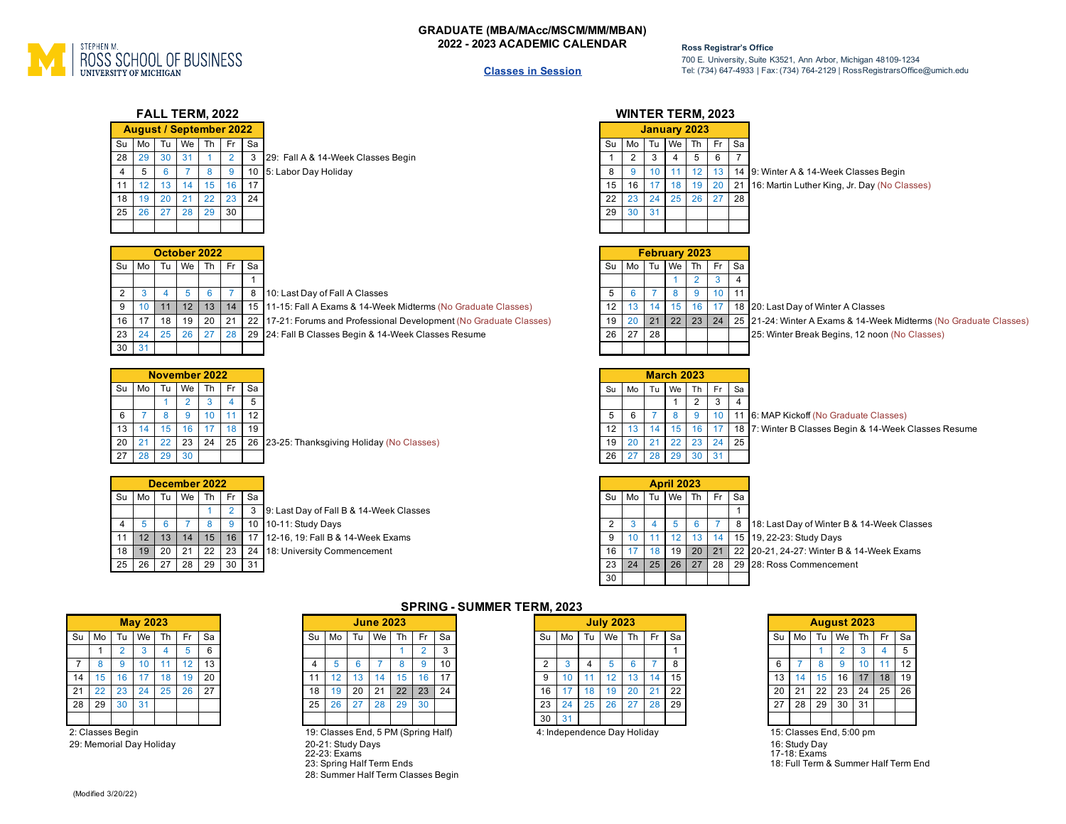STEPHEN M. ROSS SCHOOL OF BUSINESS
UNIVERSITY OF MICHIGAN

# GRADUATE (MBA/MAcc/MSCM/MM/MBAN)
# 2022 - 2023 ACADEMIC CALENDAR

**Classes in Session**

**Ross Registrar's Office**
700 E. University, Suite K3521, Ann Arbor, Michigan 48109-1234
Tel: (734) 647-4933 | Fax: (734) 764-2129 | RossRegistrarsOffice@umich.edu

## FALL TERM, 2022

**August / September 2022**

| Su | Mo | Tu | We | Th | Fr | Sa |
|---|---|---|---|---|---|---|
| 28 | 29 | 30 | 31 | 1 | 2 | 3 |
| 4 | 5 | 6 | 7 | 8 | 9 | 10 |
| 11 | 12 | 13 | 14 | 15 | 16 | 17 |
| 18 | 19 | 20 | 21 | 22 | 23 | 24 |
| 25 | 26 | 27 | 28 | 29 | 30 | |

29: Fall A & 14-Week Classes Begin
5: Labor Day Holiday

**October 2022**

| Su | Mo | Tu | We | Th | Fr | Sa |
|---|---|---|---|---|---|---|
| | | | | | | 1 |
| 2 | 3 | 4 | 5 | 6 | 7 | 8 |
| 9 | 10 | 11 | 12 | 13 | 14 | 15 |
| 16 | 17 | 18 | 19 | 20 | 21 | 22 |
| 23 | 24 | 25 | 26 | 27 | 28 | 29 |
| 30 | 31 | | | | | |

10: Last Day of Fall A Classes
11-15: Fall A Exams & 14-Week Midterms (No Graduate Classes)
17-21: Forums and Professional Development (No Graduate Classes)
24: Fall B Classes Begin & 14-Week Classes Resume

**November 2022**

| Su | Mo | Tu | We | Th | Fr | Sa |
|---|---|---|---|---|---|---|
| | | 1 | 2 | 3 | 4 | 5 |
| 6 | 7 | 8 | 9 | 10 | 11 | 12 |
| 13 | 14 | 15 | 16 | 17 | 18 | 19 |
| 20 | 21 | 22 | 23 | 24 | 25 | 26 |
| 27 | 28 | 29 | 30 | | | |

23-25: Thanksgiving Holiday (No Classes)

**December 2022**

| Su | Mo | Tu | We | Th | Fr | Sa |
|---|---|---|---|---|---|---|
| | | | | 1 | 2 | 3 |
| 4 | 5 | 6 | 7 | 8 | 9 | 10 |
| 11 | 12 | 13 | 14 | 15 | 16 | 17 |
| 18 | 19 | 20 | 21 | 22 | 23 | 24 |
| 25 | 26 | 27 | 28 | 29 | 30 | 31 |

9: Last Day of Fall B & 14-Week Classes
10-11: Study Days
12-16, 19: Fall B & 14-Week Exams
18: University Commencement

## WINTER TERM, 2023

**January 2023**

| Su | Mo | Tu | We | Th | Fr | Sa |
|---|---|---|---|---|---|---|
| 1 | 2 | 3 | 4 | 5 | 6 | 7 |
| 8 | 9 | 10 | 11 | 12 | 13 | 14 |
| 15 | 16 | 17 | 18 | 19 | 20 | 21 |
| 22 | 23 | 24 | 25 | 26 | 27 | 28 |
| 29 | 30 | 31 | | | | |

9: Winter A & 14-Week Classes Begin
16: Martin Luther King, Jr. Day (No Classes)

**February 2023**

| Su | Mo | Tu | We | Th | Fr | Sa |
|---|---|---|---|---|---|---|
| | | | 1 | 2 | 3 | 4 |
| 5 | 6 | 7 | 8 | 9 | 10 | 11 |
| 12 | 13 | 14 | 15 | 16 | 17 | 18 |
| 19 | 20 | 21 | 22 | 23 | 24 | 25 |
| 26 | 27 | 28 | | | | |

20: Last Day of Winter A Classes
21-24: Winter A Exams & 14-Week Midterms (No Graduate Classes)
25: Winter Break Begins, 12 noon (No Classes)

**March 2023**

| Su | Mo | Tu | We | Th | Fr | Sa |
|---|---|---|---|---|---|---|
| | | | 1 | 2 | 3 | 4 |
| 5 | 6 | 7 | 8 | 9 | 10 | 11 |
| 12 | 13 | 14 | 15 | 16 | 17 | 18 |
| 19 | 20 | 21 | 22 | 23 | 24 | 25 |
| 26 | 27 | 28 | 29 | 30 | 31 | |

6: MAP Kickoff (No Graduate Classes)
7: Winter B Classes Begin & 14-Week Classes Resume

**April 2023**

| Su | Mo | Tu | We | Th | Fr | Sa |
|---|---|---|---|---|---|---|
| | | | | | | 1 |
| 2 | 3 | 4 | 5 | 6 | 7 | 8 |
| 9 | 10 | 11 | 12 | 13 | 14 | 15 |
| 16 | 17 | 18 | 19 | 20 | 21 | 22 |
| 23 | 24 | 25 | 26 | 27 | 28 | 29 |
| 30 | | | | | | |

18: Last Day of Winter B & 14-Week Classes
19, 22-23: Study Days
20-21, 24-27: Winter B & 14-Week Exams
28: Ross Commencement

## SPRING - SUMMER TERM, 2023

**May 2023**

| Su | Mo | Tu | We | Th | Fr | Sa |
|---|---|---|---|---|---|---|
| | 1 | 2 | 3 | 4 | 5 | 6 |
| 7 | 8 | 9 | 10 | 11 | 12 | 13 |
| 14 | 15 | 16 | 17 | 18 | 19 | 20 |
| 21 | 22 | 23 | 24 | 25 | 26 | 27 |
| 28 | 29 | 30 | 31 | | | |

2: Classes Begin
29: Memorial Day Holiday

**June 2023**

| Su | Mo | Tu | We | Th | Fr | Sa |
|---|---|---|---|---|---|---|
| | | | | 1 | 2 | 3 |
| 4 | 5 | 6 | 7 | 8 | 9 | 10 |
| 11 | 12 | 13 | 14 | 15 | 16 | 17 |
| 18 | 19 | 20 | 21 | 22 | 23 | 24 |
| 25 | 26 | 27 | 28 | 29 | 30 | |

19: Classes End, 5 PM (Spring Half)
20-21: Study Days
22-23: Exams
23: Spring Half Term Ends
28: Summer Half Term Classes Begin

**July 2023**

| Su | Mo | Tu | We | Th | Fr | Sa |
|---|---|---|---|---|---|---|
| | | | | | | 1 |
| 2 | 3 | 4 | 5 | 6 | 7 | 8 |
| 9 | 10 | 11 | 12 | 13 | 14 | 15 |
| 16 | 17 | 18 | 19 | 20 | 21 | 22 |
| 23 | 24 | 25 | 26 | 27 | 28 | 29 |
| 30 | 31 | | | | | |

4: Independence Day Holiday

**August 2023**

| Su | Mo | Tu | We | Th | Fr | Sa |
|---|---|---|---|---|---|---|
| | | 1 | 2 | 3 | 4 | 5 |
| 6 | 7 | 8 | 9 | 10 | 11 | 12 |
| 13 | 14 | 15 | 16 | 17 | 18 | 19 |
| 20 | 21 | 22 | 23 | 24 | 25 | 26 |
| 27 | 28 | 29 | 30 | 31 | | |

15: Classes End, 5:00 pm
16: Study Day
17-18: Exams
18: Full Term & Summer Half Term End

(Modified 3/20/22)